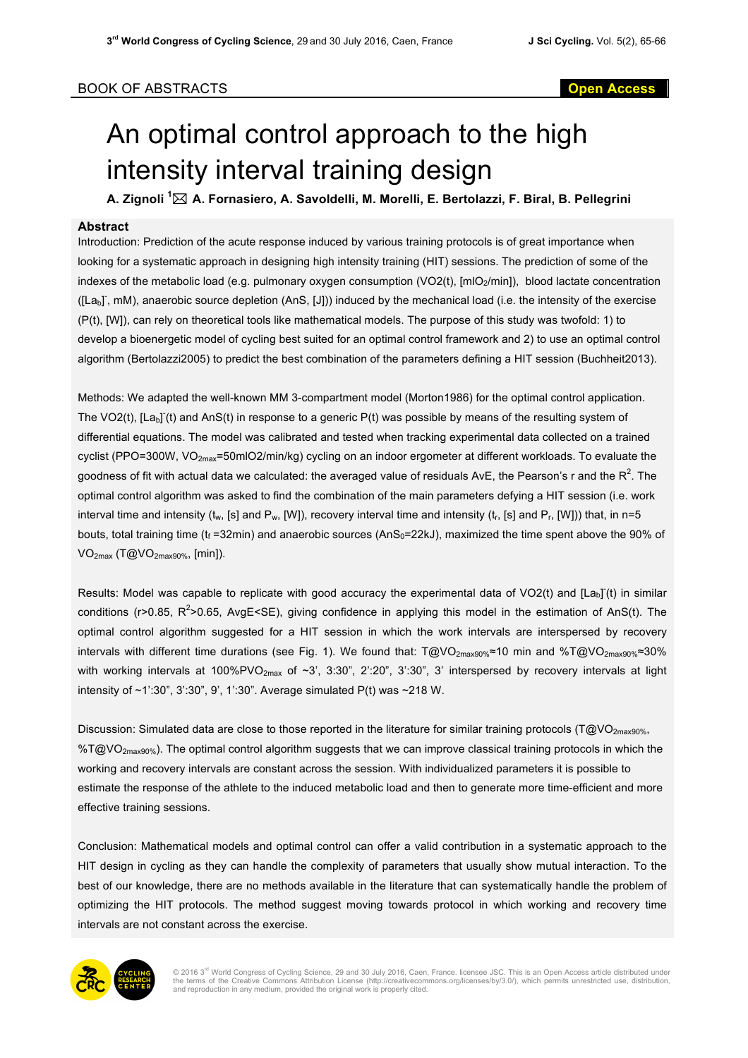BOOK OF ABSTRACTS

Open Access

# An optimal control approach to the high intensity interval training design

**A. Zignoli [1] ✉ A. Fornasiero, A. Savoldelli, M. Morelli, E. Bertolazzi, F. Biral, B. Pellegrini**

## Abstract

Introduction: Prediction of the acute response induced by various training protocols is of great importance when looking for a systematic approach in designing high intensity training (HIT) sessions. The prediction of some of the indexes of the metabolic load (e.g. pulmonary oxygen consumption (VO2(t), [$mlO_2$/min]), blood lactate concentration ($[La_b]^-$, mM), anaerobic source depletion (AnS, [J])) induced by the mechanical load (i.e. the intensity of the exercise (P(t), [W]), can rely on theoretical tools like mathematical models. The purpose of this study was twofold: 1) to develop a bioenergetic model of cycling best suited for an optimal control framework and 2) to use an optimal control algorithm (Bertolazzi2005) to predict the best combination of the parameters defining a HIT session (Buchheit2013).

Methods: We adapted the well-known MM 3-compartment model (Morton1986) for the optimal control application. The VO2(t), $[La_b]^-$(t) and AnS(t) in response to a generic P(t) was possible by means of the resulting system of differential equations. The model was calibrated and tested when tracking experimental data collected on a trained cyclist (PPO=300W, $VO_{2max}$=50mlO2/min/kg) cycling on an indoor ergometer at different workloads. To evaluate the goodness of fit with actual data we calculated: the averaged value of residuals AvE, the Pearson's r and the $R^2$. The optimal control algorithm was asked to find the combination of the main parameters defying a HIT session (i.e. work interval time and intensity ($t_w$, [s] and $P_w$, [W]), recovery interval time and intensity ($t_r$, [s] and $P_r$, [W])) that, in n=5 bouts, total training time ($t_f$ =32min) and anaerobic sources ($AnS_0$=22kJ), maximized the time spent above the 90% of $VO_{2max}$ ($T@VO_{2max90\%}$, [min]).

Results: Model was capable to replicate with good accuracy the experimental data of VO2(t) and $[La_b]^-$(t) in similar conditions (r>0.85, $R^2$>0.65, AvgE<SE), giving confidence in applying this model in the estimation of AnS(t). The optimal control algorithm suggested for a HIT session in which the work intervals are interspersed by recovery intervals with different time durations (see Fig. 1). We found that: $T@VO_{2max90\%}$≈10 min and $\%T@VO_{2max90\%}$≈30% with working intervals at $100\%PVO_{2max}$ of ~3', 3:30", 2':20", 3':30", 3' interspersed by recovery intervals at light intensity of ~1':30", 3':30", 9', 1':30". Average simulated P(t) was ~218 W.

Discussion: Simulated data are close to those reported in the literature for similar training protocols ($T@VO_{2max90\%}$, $\%T@VO_{2max90\%}$). The optimal control algorithm suggests that we can improve classical training protocols in which the working and recovery intervals are constant across the session. With individualized parameters it is possible to estimate the response of the athlete to the induced metabolic load and then to generate more time-efficient and more effective training sessions.

Conclusion: Mathematical models and optimal control can offer a valid contribution in a systematic approach to the HIT design in cycling as they can handle the complexity of parameters that usually show mutual interaction. To the best of our knowledge, there are no methods available in the literature that can systematically handle the problem of optimizing the HIT protocols. The method suggest moving towards protocol in which working and recovery time intervals are not constant across the exercise.

© 2016 3rd World Congress of Cycling Science, 29 and 30 July 2016, Caen, France. licensee JSC. This is an Open Access article distributed under the terms of the Creative Commons Attribution License (http://creativecommons.org/licenses/by/3.0/), which permits unrestricted use, distribution, and reproduction in any medium, provided the original work is properly cited.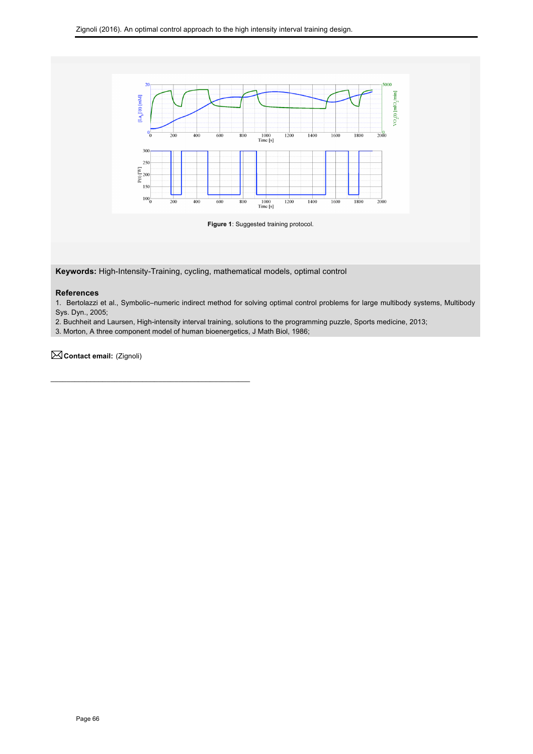20

0

0

200

400

600

800

1000

1200

1400

1600

1800

2000

Time [s]

$[La_b](t)$ [mM]

5000

0

$VO_2(t)$ [mlO$_2$/min]

300

250

200

150

100

0

200

400

600

800

1000

1200

1400

1600

1800

2000

Time [s]

P(t) [W]

**Figure 1**: Suggested training protocol.

**Keywords:** High-Intensity-Training, cycling, mathematical models, optimal control

## References

1. Bertolazzi et al., Symbolic–numeric indirect method for solving optimal control problems for large multibody systems, Multibody Sys. Dyn., 2005;
2. Buchheit and Laursen, High-intensity interval training, solutions to the programming puzzle, Sports medicine, 2013;
3. Morton, A three component model of human bioenergetics, J Math Biol, 1986;

**Contact email:** (Zignoli)